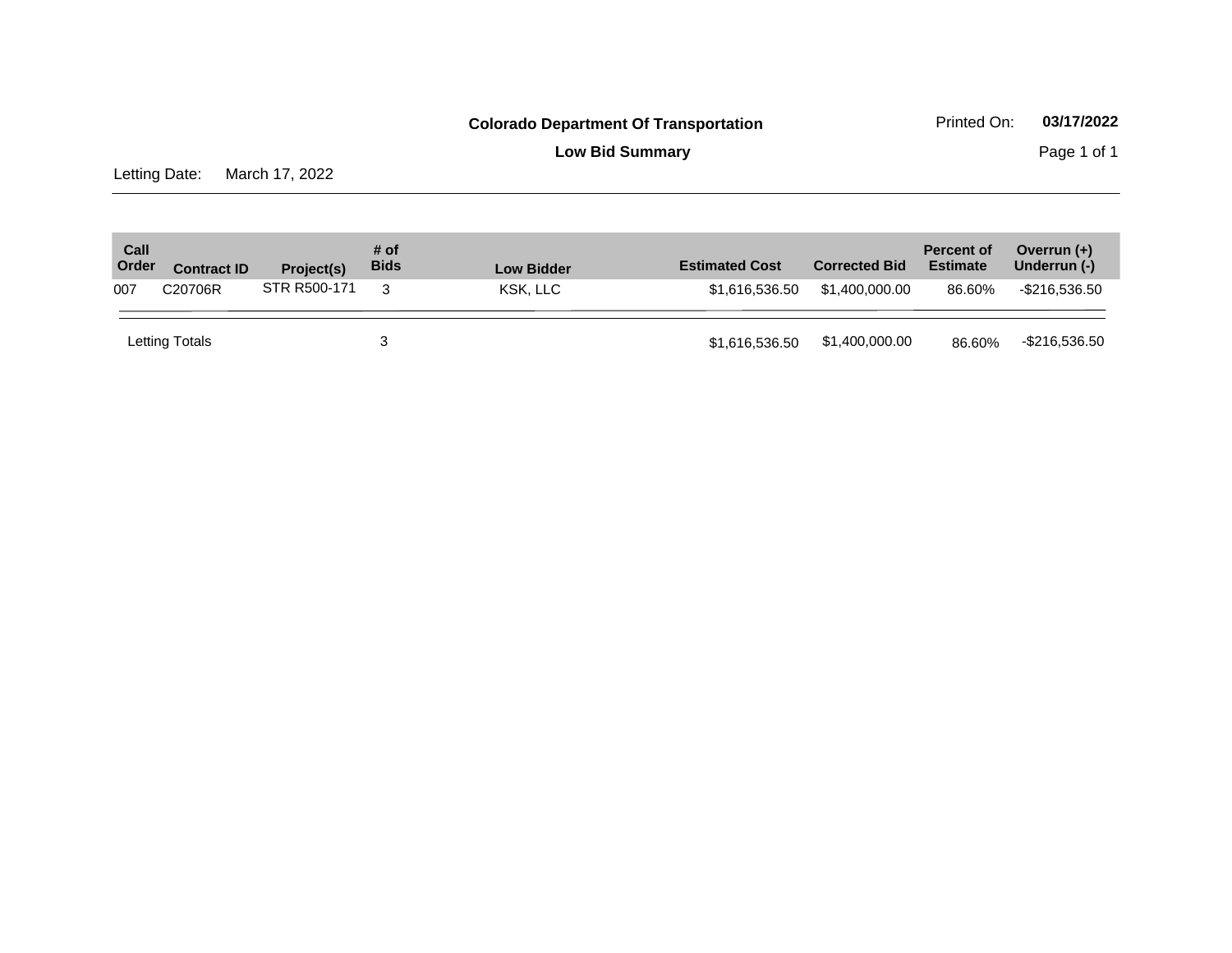**Colorado Department Of Transportation**

**Low Bid Summary**

Printed On: **03/17/2022**

Letting Date: March 17, 2022

| Call Order | Contract ID | Project(s) | # of Bids | Low Bidder | Estimated Cost | Corrected Bid | Percent of Estimate | Overrun (+) Underrun (-) |
|---|---|---|---|---|---|---|---|---|
| 007 | C20706R | STR R500-171 | 3 | KSK, LLC | $1,616,536.50 | $1,400,000.00 | 86.60% | -$216,536.50 |
| Letting Totals | | | 3 | | $1,616,536.50 | $1,400,000.00 | 86.60% | -$216,536.50 |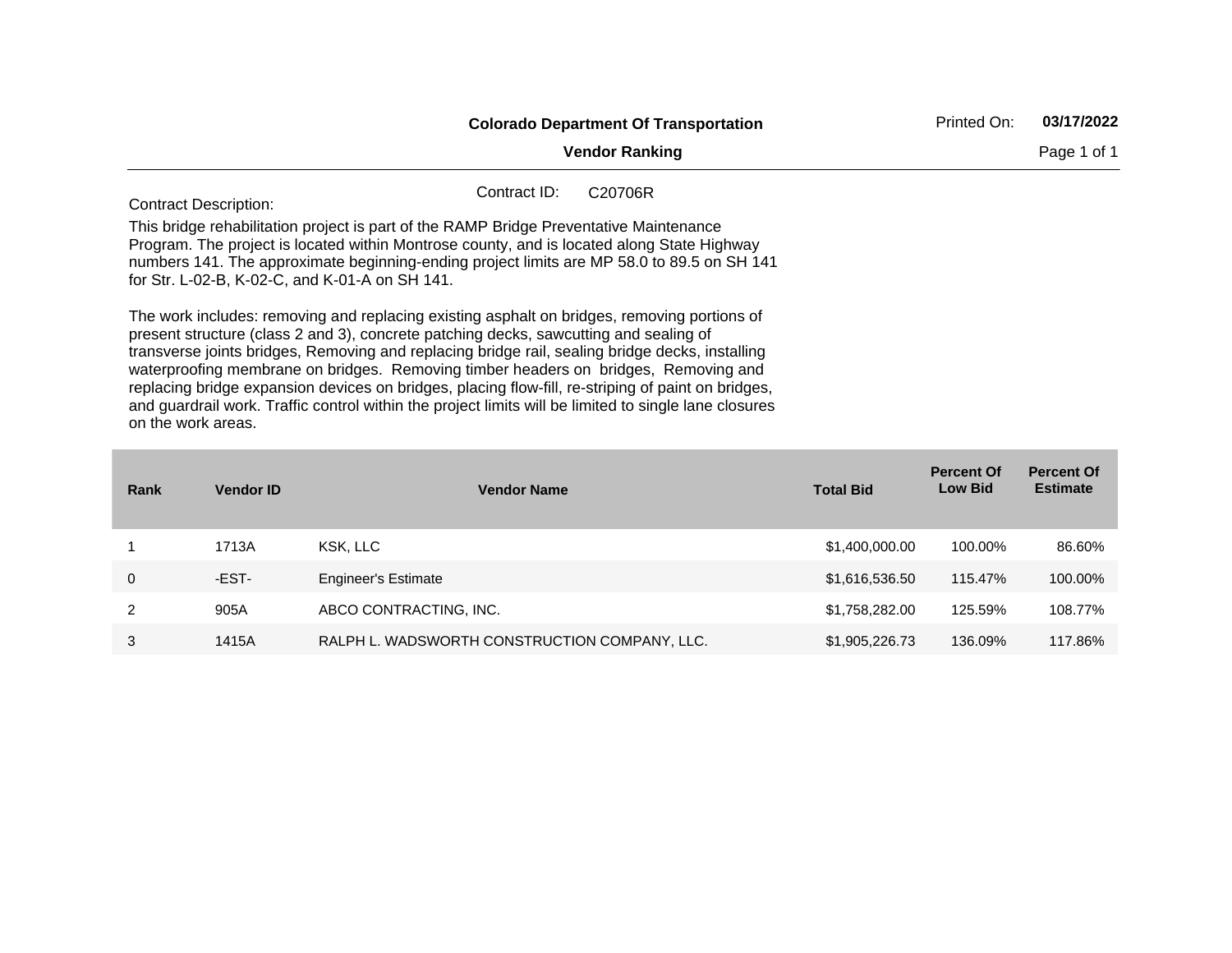**Colorado Department Of Transportation**

**Vendor Ranking**

Printed On: **03/17/2022**

Contract ID: C20706R

Contract Description:

This bridge rehabilitation project is part of the RAMP Bridge Preventative Maintenance Program. The project is located within Montrose county, and is located along State Highway numbers 141. The approximate beginning-ending project limits are MP 58.0 to 89.5 on SH 141 for Str. L-02-B, K-02-C, and K-01-A on SH 141.

The work includes: removing and replacing existing asphalt on bridges, removing portions of present structure (class 2 and 3), concrete patching decks, sawcutting and sealing of transverse joints bridges, Removing and replacing bridge rail, sealing bridge decks, installing waterproofing membrane on bridges. Removing timber headers on bridges, Removing and replacing bridge expansion devices on bridges, placing flow-fill, re-striping of paint on bridges, and guardrail work. Traffic control within the project limits will be limited to single lane closures on the work areas.

| Rank | Vendor ID | Vendor Name | Total Bid | Percent Of Low Bid | Percent Of Estimate |
|---|---|---|---|---|---|
| 1 | 1713A | KSK, LLC | $1,400,000.00 | 100.00% | 86.60% |
| 0 | -EST- | Engineer's Estimate | $1,616,536.50 | 115.47% | 100.00% |
| 2 | 905A | ABCO CONTRACTING, INC. | $1,758,282.00 | 125.59% | 108.77% |
| 3 | 1415A | RALPH L. WADSWORTH CONSTRUCTION COMPANY, LLC. | $1,905,226.73 | 136.09% | 117.86% |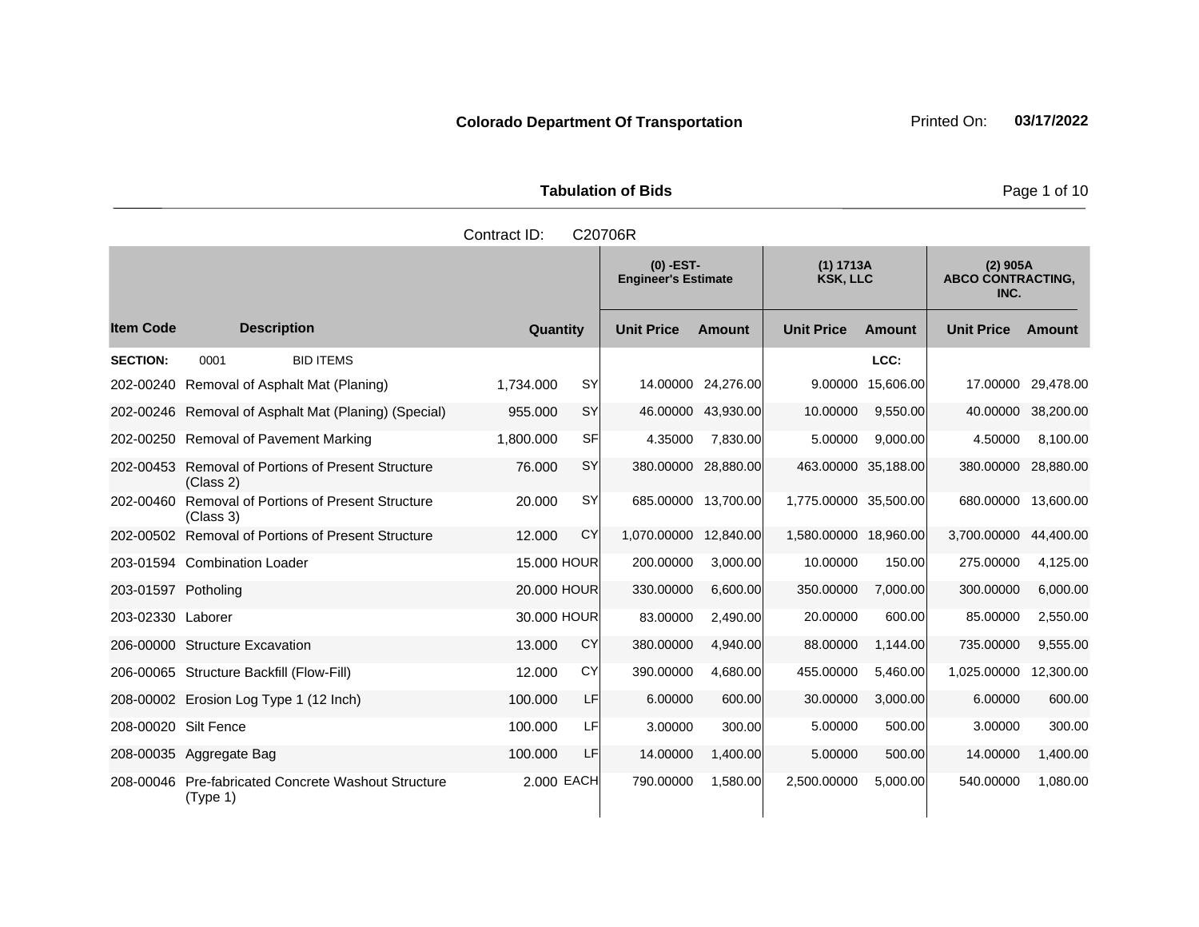**Colorado Department Of Transportation**

Printed On: **03/17/2022**

**Tabulation of Bids**

Contract ID: C20706R

| Item Code | Description | Quantity | | (0) -EST- Engineer's Estimate | | (1) 1713A KSK, LLC | | (2) 905A ABCO CONTRACTING, INC. | |
|---|---|---|---|---|---|---|---|---|---|
| | | | | Unit Price | Amount | Unit Price | Amount | Unit Price | Amount |
| **SECTION:** | 0001 BID ITEMS | | | | | | LCC: | | |
| 202-00240 | Removal of Asphalt Mat (Planing) | 1,734.000 | SY | 14.00000 | 24,276.00 | 9.00000 | 15,606.00 | 17.00000 | 29,478.00 |
| 202-00246 | Removal of Asphalt Mat (Planing) (Special) | 955.000 | SY | 46.00000 | 43,930.00 | 10.00000 | 9,550.00 | 40.00000 | 38,200.00 |
| 202-00250 | Removal of Pavement Marking | 1,800.000 | SF | 4.35000 | 7,830.00 | 5.00000 | 9,000.00 | 4.50000 | 8,100.00 |
| 202-00453 | Removal of Portions of Present Structure (Class 2) | 76.000 | SY | 380.00000 | 28,880.00 | 463.00000 | 35,188.00 | 380.00000 | 28,880.00 |
| 202-00460 | Removal of Portions of Present Structure (Class 3) | 20.000 | SY | 685.00000 | 13,700.00 | 1,775.00000 | 35,500.00 | 680.00000 | 13,600.00 |
| 202-00502 | Removal of Portions of Present Structure | 12.000 | CY | 1,070.00000 | 12,840.00 | 1,580.00000 | 18,960.00 | 3,700.00000 | 44,400.00 |
| 203-01594 | Combination Loader | 15.000 | HOUR | 200.00000 | 3,000.00 | 10.00000 | 150.00 | 275.00000 | 4,125.00 |
| 203-01597 | Potholing | 20.000 | HOUR | 330.00000 | 6,600.00 | 350.00000 | 7,000.00 | 300.00000 | 6,000.00 |
| 203-02330 | Laborer | 30.000 | HOUR | 83.00000 | 2,490.00 | 20.00000 | 600.00 | 85.00000 | 2,550.00 |
| 206-00000 | Structure Excavation | 13.000 | CY | 380.00000 | 4,940.00 | 88.00000 | 1,144.00 | 735.00000 | 9,555.00 |
| 206-00065 | Structure Backfill (Flow-Fill) | 12.000 | CY | 390.00000 | 4,680.00 | 455.00000 | 5,460.00 | 1,025.00000 | 12,300.00 |
| 208-00002 | Erosion Log Type 1 (12 Inch) | 100.000 | LF | 6.00000 | 600.00 | 30.00000 | 3,000.00 | 6.00000 | 600.00 |
| 208-00020 | Silt Fence | 100.000 | LF | 3.00000 | 300.00 | 5.00000 | 500.00 | 3.00000 | 300.00 |
| 208-00035 | Aggregate Bag | 100.000 | LF | 14.00000 | 1,400.00 | 5.00000 | 500.00 | 14.00000 | 1,400.00 |
| 208-00046 | Pre-fabricated Concrete Washout Structure (Type 1) | 2.000 | EACH | 790.00000 | 1,580.00 | 2,500.00000 | 5,000.00 | 540.00000 | 1,080.00 |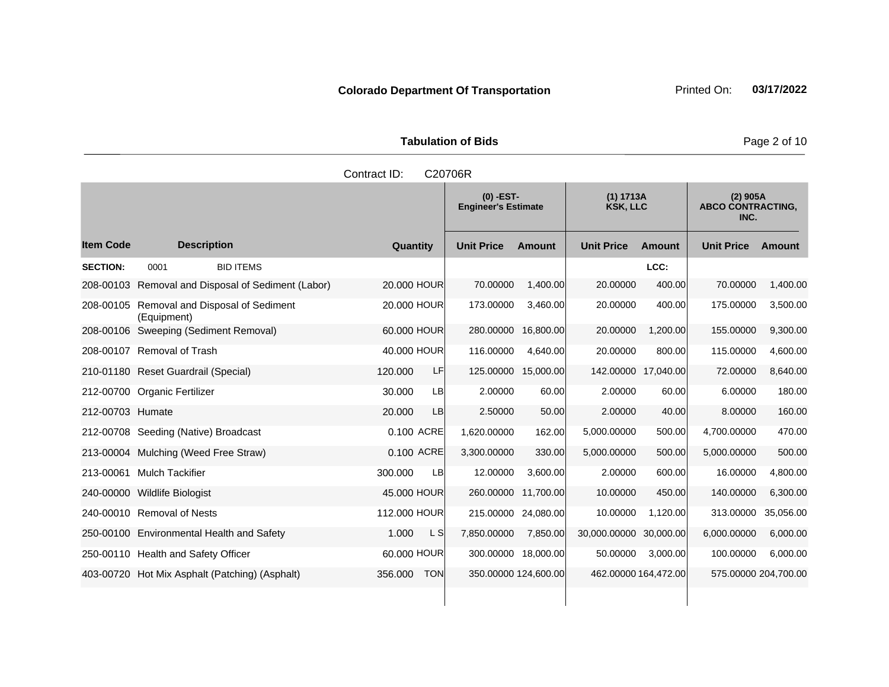**Colorado Department Of Transportation**

Printed On: **03/17/2022**

**Tabulation of Bids**

Contract ID: C20706R

| Item Code | Description | Quantity | | (0) -EST- Engineer's Estimate | | (1) 1713A KSK, LLC | | (2) 905A ABCO CONTRACTING, INC. | |
|---|---|---|---|---|---|---|---|---|---|
| | | | | Unit Price | Amount | Unit Price | Amount | Unit Price | Amount |
| **SECTION:** | 0001 BID ITEMS | | | | | | LCC: | | |
| 208-00103 | Removal and Disposal of Sediment (Labor) | 20.000 | HOUR | 70.00000 | 1,400.00 | 20.00000 | 400.00 | 70.00000 | 1,400.00 |
| 208-00105 | Removal and Disposal of Sediment (Equipment) | 20.000 | HOUR | 173.00000 | 3,460.00 | 20.00000 | 400.00 | 175.00000 | 3,500.00 |
| 208-00106 | Sweeping (Sediment Removal) | 60.000 | HOUR | 280.00000 | 16,800.00 | 20.00000 | 1,200.00 | 155.00000 | 9,300.00 |
| 208-00107 | Removal of Trash | 40.000 | HOUR | 116.00000 | 4,640.00 | 20.00000 | 800.00 | 115.00000 | 4,600.00 |
| 210-01180 | Reset Guardrail (Special) | 120.000 | LF | 125.00000 | 15,000.00 | 142.00000 | 17,040.00 | 72.00000 | 8,640.00 |
| 212-00700 | Organic Fertilizer | 30.000 | LB | 2.00000 | 60.00 | 2.00000 | 60.00 | 6.00000 | 180.00 |
| 212-00703 | Humate | 20.000 | LB | 2.50000 | 50.00 | 2.00000 | 40.00 | 8.00000 | 160.00 |
| 212-00708 | Seeding (Native) Broadcast | 0.100 | ACRE | 1,620.00000 | 162.00 | 5,000.00000 | 500.00 | 4,700.00000 | 470.00 |
| 213-00004 | Mulching (Weed Free Straw) | 0.100 | ACRE | 3,300.00000 | 330.00 | 5,000.00000 | 500.00 | 5,000.00000 | 500.00 |
| 213-00061 | Mulch Tackifier | 300.000 | LB | 12.00000 | 3,600.00 | 2.00000 | 600.00 | 16.00000 | 4,800.00 |
| 240-00000 | Wildlife Biologist | 45.000 | HOUR | 260.00000 | 11,700.00 | 10.00000 | 450.00 | 140.00000 | 6,300.00 |
| 240-00010 | Removal of Nests | 112.000 | HOUR | 215.00000 | 24,080.00 | 10.00000 | 1,120.00 | 313.00000 | 35,056.00 |
| 250-00100 | Environmental Health and Safety | 1.000 | L S | 7,850.00000 | 7,850.00 | 30,000.00000 | 30,000.00 | 6,000.00000 | 6,000.00 |
| 250-00110 | Health and Safety Officer | 60.000 | HOUR | 300.00000 | 18,000.00 | 50.00000 | 3,000.00 | 100.00000 | 6,000.00 |
| 403-00720 | Hot Mix Asphalt (Patching) (Asphalt) | 356.000 | TON | 350.00000 | 124,600.00 | 462.00000 | 164,472.00 | 575.00000 | 204,700.00 |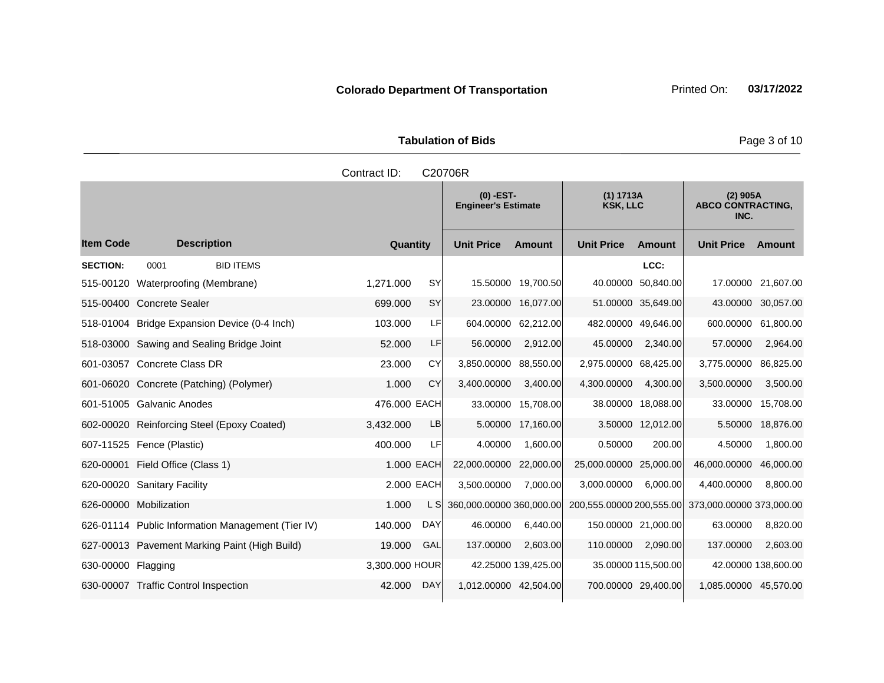**Colorado Department Of Transportation** Printed On: **03/17/2022**

**Tabulation of Bids**

Contract ID: C20706R

| Item Code | Description | Quantity | | (0) -EST- Engineer's Estimate Unit Price | Amount | (1) 1713A KSK, LLC Unit Price | Amount | (2) 905A ABCO CONTRACTING, INC. Unit Price | Amount |
|---|---|---|---|---|---|---|---|---|---|
| **SECTION:** | 0001 BID ITEMS | | | | | | LCC: | | |
| 515-00120 | Waterproofing (Membrane) | 1,271.000 | SY | 15.50000 | 19,700.50 | 40.00000 | 50,840.00 | 17.00000 | 21,607.00 |
| 515-00400 | Concrete Sealer | 699.000 | SY | 23.00000 | 16,077.00 | 51.00000 | 35,649.00 | 43.00000 | 30,057.00 |
| 518-01004 | Bridge Expansion Device (0-4 Inch) | 103.000 | LF | 604.00000 | 62,212.00 | 482.00000 | 49,646.00 | 600.00000 | 61,800.00 |
| 518-03000 | Sawing and Sealing Bridge Joint | 52.000 | LF | 56.00000 | 2,912.00 | 45.00000 | 2,340.00 | 57.00000 | 2,964.00 |
| 601-03057 | Concrete Class DR | 23.000 | CY | 3,850.00000 | 88,550.00 | 2,975.00000 | 68,425.00 | 3,775.00000 | 86,825.00 |
| 601-06020 | Concrete (Patching) (Polymer) | 1.000 | CY | 3,400.00000 | 3,400.00 | 4,300.00000 | 4,300.00 | 3,500.00000 | 3,500.00 |
| 601-51005 | Galvanic Anodes | 476.000 | EACH | 33.00000 | 15,708.00 | 38.00000 | 18,088.00 | 33.00000 | 15,708.00 |
| 602-00020 | Reinforcing Steel (Epoxy Coated) | 3,432.000 | LB | 5.00000 | 17,160.00 | 3.50000 | 12,012.00 | 5.50000 | 18,876.00 |
| 607-11525 | Fence (Plastic) | 400.000 | LF | 4.00000 | 1,600.00 | 0.50000 | 200.00 | 4.50000 | 1,800.00 |
| 620-00001 | Field Office (Class 1) | 1.000 | EACH | 22,000.00000 | 22,000.00 | 25,000.00000 | 25,000.00 | 46,000.00000 | 46,000.00 |
| 620-00020 | Sanitary Facility | 2.000 | EACH | 3,500.00000 | 7,000.00 | 3,000.00000 | 6,000.00 | 4,400.00000 | 8,800.00 |
| 626-00000 | Mobilization | 1.000 | L S | 360,000.00000 | 360,000.00 | 200,555.00000 | 200,555.00 | 373,000.00000 | 373,000.00 |
| 626-01114 | Public Information Management (Tier IV) | 140.000 | DAY | 46.00000 | 6,440.00 | 150.00000 | 21,000.00 | 63.00000 | 8,820.00 |
| 627-00013 | Pavement Marking Paint (High Build) | 19.000 | GAL | 137.00000 | 2,603.00 | 110.00000 | 2,090.00 | 137.00000 | 2,603.00 |
| 630-00000 | Flagging | 3,300.000 | HOUR | 42.25000 | 139,425.00 | 35.00000 | 115,500.00 | 42.00000 | 138,600.00 |
| 630-00007 | Traffic Control Inspection | 42.000 | DAY | 1,012.00000 | 42,504.00 | 700.00000 | 29,400.00 | 1,085.00000 | 45,570.00 |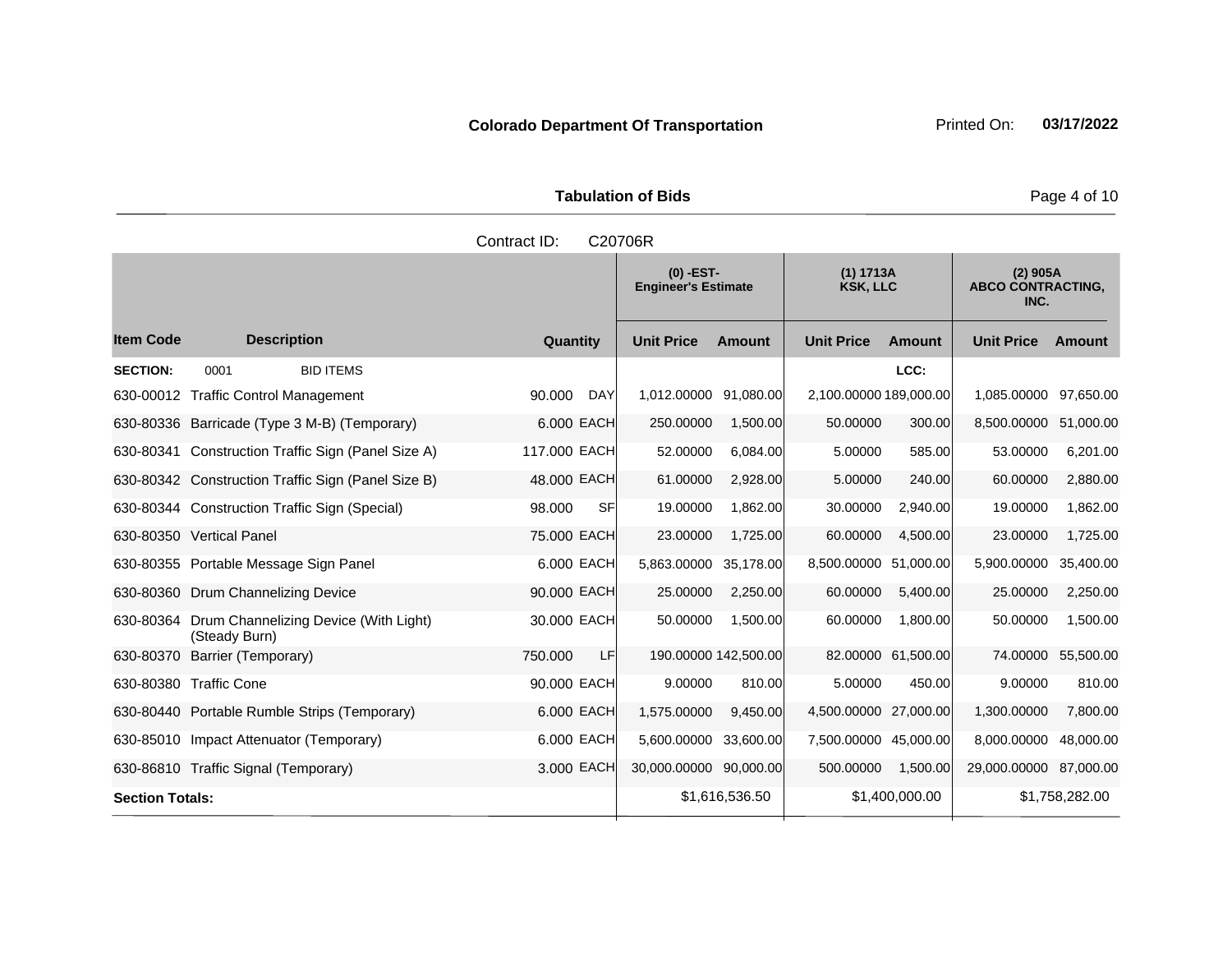**Colorado Department Of Transportation**

Printed On: **03/17/2022**

**Tabulation of Bids**

Contract ID: C20706R

| Item Code | Description | Quantity | | (0) -EST- Engineer's Estimate Unit Price | Amount | (1) 1713A KSK, LLC Unit Price | Amount | (2) 905A ABCO CONTRACTING, INC. Unit Price | Amount |
|---|---|---|---|---|---|---|---|---|---|
| **SECTION:** | 0001 BID ITEMS | | | | | | LCC: | | |
| 630-00012 | Traffic Control Management | 90.000 | DAY | 1,012.00000 | 91,080.00 | 2,100.00000 | 189,000.00 | 1,085.00000 | 97,650.00 |
| 630-80336 | Barricade (Type 3 M-B) (Temporary) | 6.000 | EACH | 250.00000 | 1,500.00 | 50.00000 | 300.00 | 8,500.00000 | 51,000.00 |
| 630-80341 | Construction Traffic Sign (Panel Size A) | 117.000 | EACH | 52.00000 | 6,084.00 | 5.00000 | 585.00 | 53.00000 | 6,201.00 |
| 630-80342 | Construction Traffic Sign (Panel Size B) | 48.000 | EACH | 61.00000 | 2,928.00 | 5.00000 | 240.00 | 60.00000 | 2,880.00 |
| 630-80344 | Construction Traffic Sign (Special) | 98.000 | SF | 19.00000 | 1,862.00 | 30.00000 | 2,940.00 | 19.00000 | 1,862.00 |
| 630-80350 | Vertical Panel | 75.000 | EACH | 23.00000 | 1,725.00 | 60.00000 | 4,500.00 | 23.00000 | 1,725.00 |
| 630-80355 | Portable Message Sign Panel | 6.000 | EACH | 5,863.00000 | 35,178.00 | 8,500.00000 | 51,000.00 | 5,900.00000 | 35,400.00 |
| 630-80360 | Drum Channelizing Device | 90.000 | EACH | 25.00000 | 2,250.00 | 60.00000 | 5,400.00 | 25.00000 | 2,250.00 |
| 630-80364 | Drum Channelizing Device (With Light) (Steady Burn) | 30.000 | EACH | 50.00000 | 1,500.00 | 60.00000 | 1,800.00 | 50.00000 | 1,500.00 |
| 630-80370 | Barrier (Temporary) | 750.000 | LF | 190.00000 | 142,500.00 | 82.00000 | 61,500.00 | 74.00000 | 55,500.00 |
| 630-80380 | Traffic Cone | 90.000 | EACH | 9.00000 | 810.00 | 5.00000 | 450.00 | 9.00000 | 810.00 |
| 630-80440 | Portable Rumble Strips (Temporary) | 6.000 | EACH | 1,575.00000 | 9,450.00 | 4,500.00000 | 27,000.00 | 1,300.00000 | 7,800.00 |
| 630-85010 | Impact Attenuator (Temporary) | 6.000 | EACH | 5,600.00000 | 33,600.00 | 7,500.00000 | 45,000.00 | 8,000.00000 | 48,000.00 |
| 630-86810 | Traffic Signal (Temporary) | 3.000 | EACH | 30,000.00000 | 90,000.00 | 500.00000 | 1,500.00 | 29,000.00000 | 87,000.00 |
| **Section Totals:** | | | | | $1,616,536.50 | | $1,400,000.00 | | $1,758,282.00 |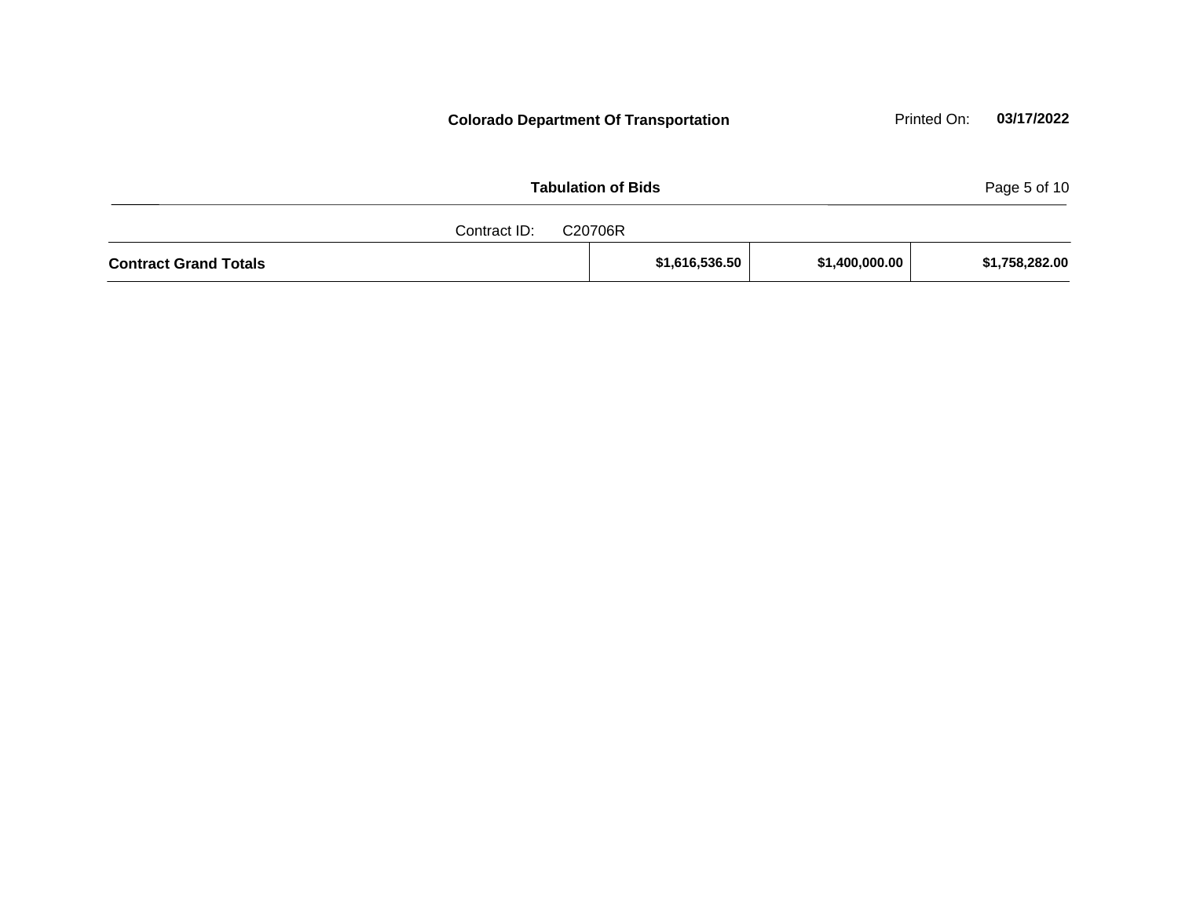Contract ID: C20706R

| Contract Grand Totals | $1,616,536.50 | $1,400,000.00 | $1,758,282.00 |
| --- | --- | --- | --- |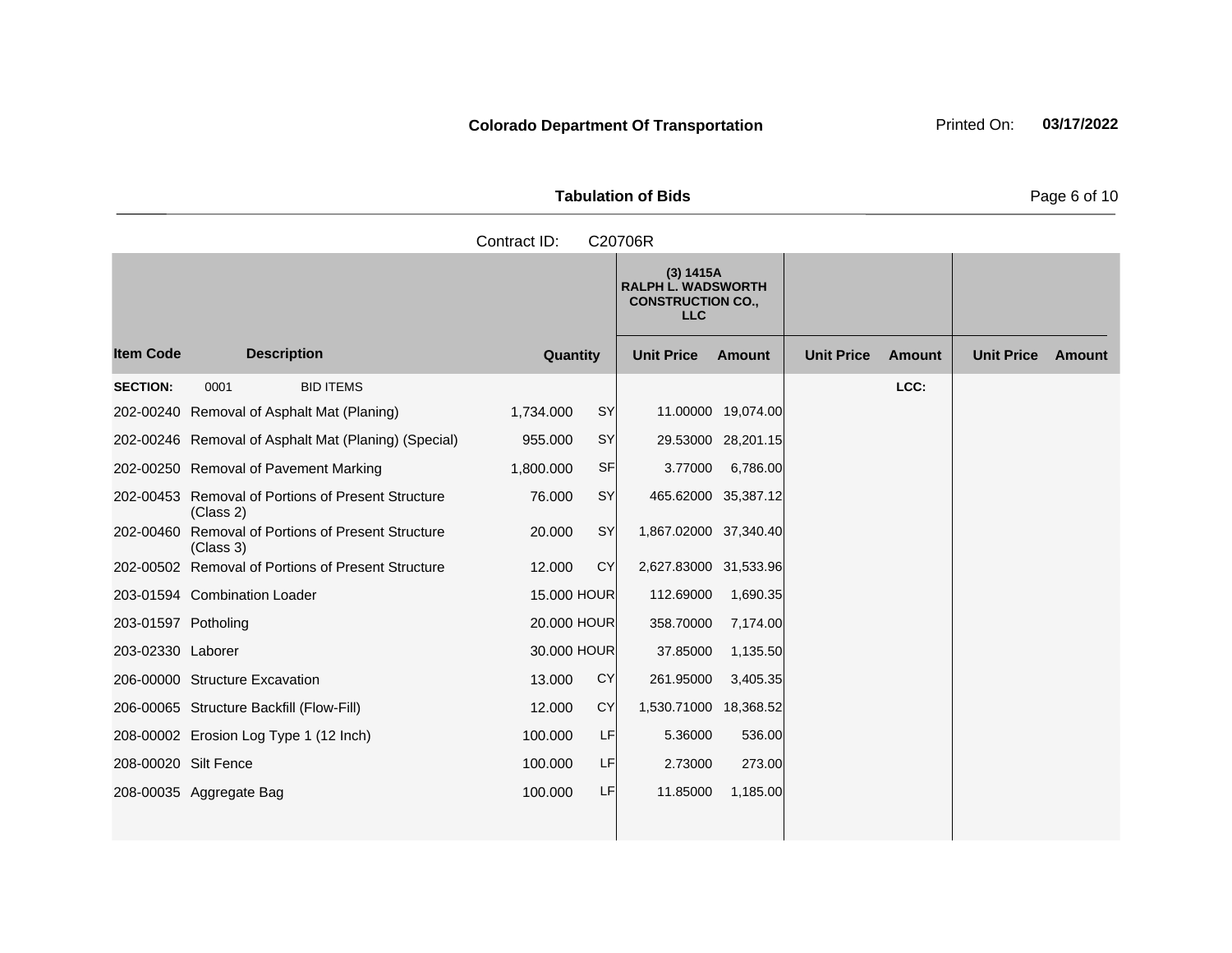**Colorado Department Of Transportation** Printed On: **03/17/2022**

**Tabulation of Bids**

Contract ID: C20706R

| Item Code | Description | Quantity | | (3) 1415A RALPH L. WADSWORTH CONSTRUCTION CO., LLC | | | | | |
|---|---|---|---|---|---|---|---|---|---|
| | | | | Unit Price | Amount | Unit Price | Amount | Unit Price | Amount |
| **SECTION:** | 0001 BID ITEMS | | | | | | LCC: | | |
| 202-00240 | Removal of Asphalt Mat (Planing) | 1,734.000 | SY | 11.00000 | 19,074.00 | | | | |
| 202-00246 | Removal of Asphalt Mat (Planing) (Special) | 955.000 | SY | 29.53000 | 28,201.15 | | | | |
| 202-00250 | Removal of Pavement Marking | 1,800.000 | SF | 3.77000 | 6,786.00 | | | | |
| 202-00453 | Removal of Portions of Present Structure (Class 2) | 76.000 | SY | 465.62000 | 35,387.12 | | | | |
| 202-00460 | Removal of Portions of Present Structure (Class 3) | 20.000 | SY | 1,867.02000 | 37,340.40 | | | | |
| 202-00502 | Removal of Portions of Present Structure | 12.000 | CY | 2,627.83000 | 31,533.96 | | | | |
| 203-01594 | Combination Loader | 15.000 | HOUR | 112.69000 | 1,690.35 | | | | |
| 203-01597 | Potholing | 20.000 | HOUR | 358.70000 | 7,174.00 | | | | |
| 203-02330 | Laborer | 30.000 | HOUR | 37.85000 | 1,135.50 | | | | |
| 206-00000 | Structure Excavation | 13.000 | CY | 261.95000 | 3,405.35 | | | | |
| 206-00065 | Structure Backfill (Flow-Fill) | 12.000 | CY | 1,530.71000 | 18,368.52 | | | | |
| 208-00002 | Erosion Log Type 1 (12 Inch) | 100.000 | LF | 5.36000 | 536.00 | | | | |
| 208-00020 | Silt Fence | 100.000 | LF | 2.73000 | 273.00 | | | | |
| 208-00035 | Aggregate Bag | 100.000 | LF | 11.85000 | 1,185.00 | | | | |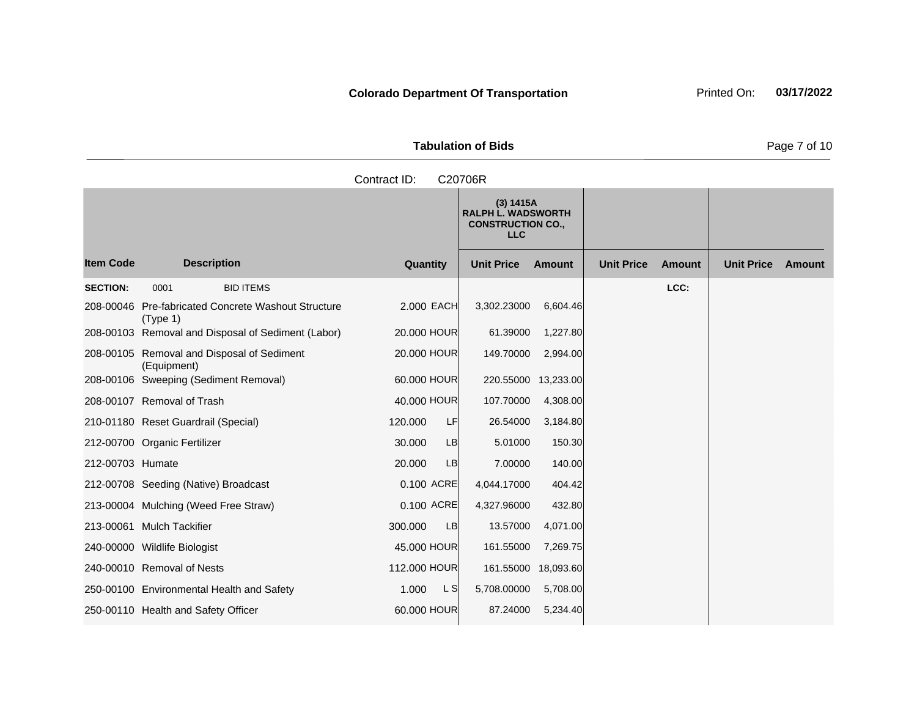**Colorado Department Of Transportation** Printed On: **03/17/2022**

**Tabulation of Bids**

Contract ID: C20706R

| Item Code | Description | Quantity | | (3) 1415A RALPH L. WADSWORTH CONSTRUCTION CO., LLC | | | | | |
|---|---|---|---|---|---|---|---|---|---|
| | | | | Unit Price | Amount | Unit Price | Amount | Unit Price | Amount |
| **SECTION:** | 0001 BID ITEMS | | | | | | **LCC:** | | |
| 208-00046 | Pre-fabricated Concrete Washout Structure (Type 1) | 2.000 | EACH | 3,302.23000 | 6,604.46 | | | | |
| 208-00103 | Removal and Disposal of Sediment (Labor) | 20.000 | HOUR | 61.39000 | 1,227.80 | | | | |
| 208-00105 | Removal and Disposal of Sediment (Equipment) | 20.000 | HOUR | 149.70000 | 2,994.00 | | | | |
| 208-00106 | Sweeping (Sediment Removal) | 60.000 | HOUR | 220.55000 | 13,233.00 | | | | |
| 208-00107 | Removal of Trash | 40.000 | HOUR | 107.70000 | 4,308.00 | | | | |
| 210-01180 | Reset Guardrail (Special) | 120.000 | LF | 26.54000 | 3,184.80 | | | | |
| 212-00700 | Organic Fertilizer | 30.000 | LB | 5.01000 | 150.30 | | | | |
| 212-00703 | Humate | 20.000 | LB | 7.00000 | 140.00 | | | | |
| 212-00708 | Seeding (Native) Broadcast | 0.100 | ACRE | 4,044.17000 | 404.42 | | | | |
| 213-00004 | Mulching (Weed Free Straw) | 0.100 | ACRE | 4,327.96000 | 432.80 | | | | |
| 213-00061 | Mulch Tackifier | 300.000 | LB | 13.57000 | 4,071.00 | | | | |
| 240-00000 | Wildlife Biologist | 45.000 | HOUR | 161.55000 | 7,269.75 | | | | |
| 240-00010 | Removal of Nests | 112.000 | HOUR | 161.55000 | 18,093.60 | | | | |
| 250-00100 | Environmental Health and Safety | 1.000 | L S | 5,708.00000 | 5,708.00 | | | | |
| 250-00110 | Health and Safety Officer | 60.000 | HOUR | 87.24000 | 5,234.40 | | | | |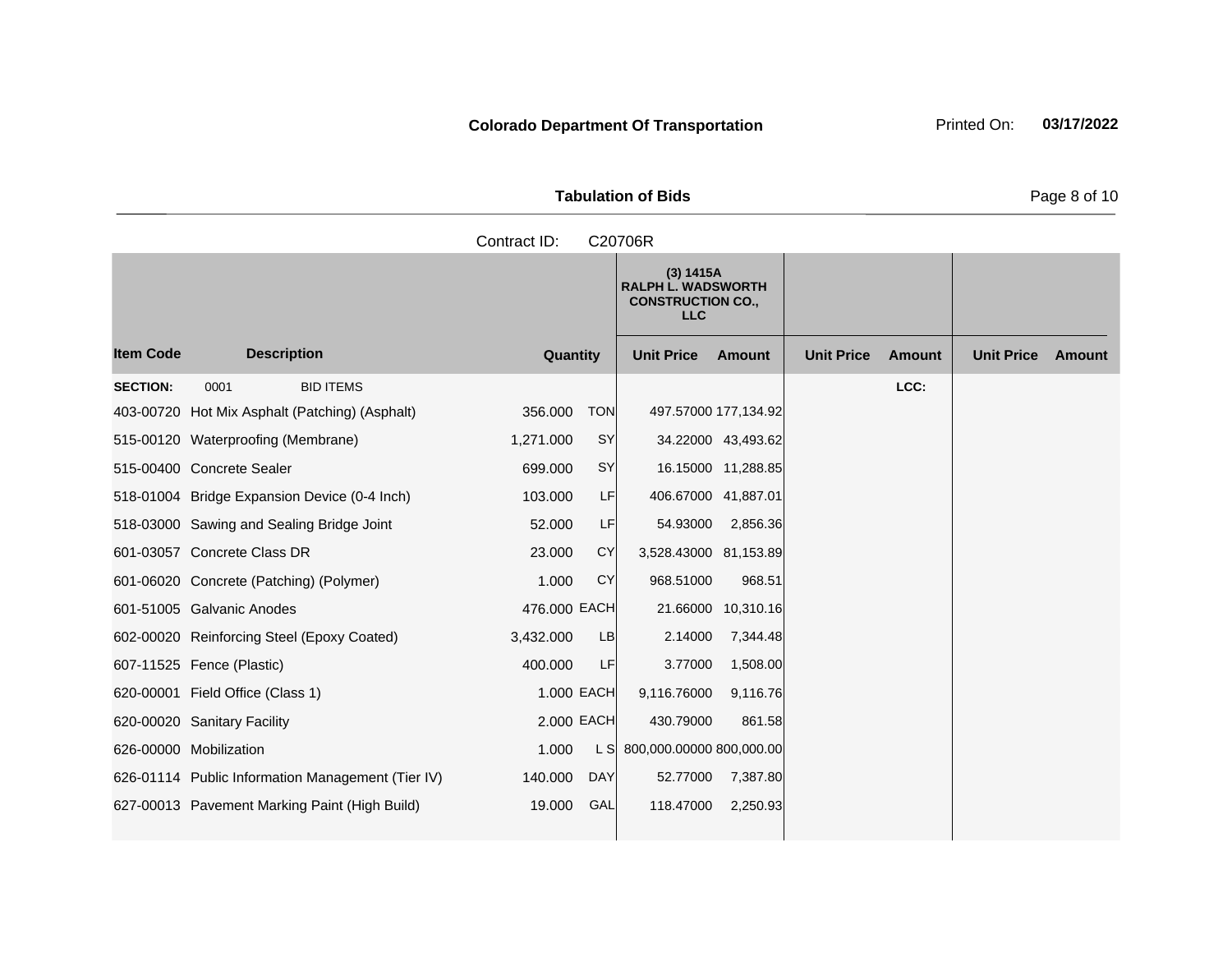**Colorado Department Of Transportation**

Printed On: **03/17/2022**

**Tabulation of Bids**

Contract ID: C20706R

| | | | | (3) 1415A RALPH L. WADSWORTH CONSTRUCTION CO., LLC | | | | | |
|---|---|---|---|---|---|---|---|---|---|
| **Item Code** | **Description** | **Quantity** | | **Unit Price** | **Amount** | **Unit Price** | **Amount** | **Unit Price** | **Amount** |
| **SECTION:** | 0001 BID ITEMS | | | | | | LCC: | | |
| 403-00720 | Hot Mix Asphalt (Patching) (Asphalt) | 356.000 | TON | 497.57000 | 177,134.92 | | | | |
| 515-00120 | Waterproofing (Membrane) | 1,271.000 | SY | 34.22000 | 43,493.62 | | | | |
| 515-00400 | Concrete Sealer | 699.000 | SY | 16.15000 | 11,288.85 | | | | |
| 518-01004 | Bridge Expansion Device (0-4 Inch) | 103.000 | LF | 406.67000 | 41,887.01 | | | | |
| 518-03000 | Sawing and Sealing Bridge Joint | 52.000 | LF | 54.93000 | 2,856.36 | | | | |
| 601-03057 | Concrete Class DR | 23.000 | CY | 3,528.43000 | 81,153.89 | | | | |
| 601-06020 | Concrete (Patching) (Polymer) | 1.000 | CY | 968.51000 | 968.51 | | | | |
| 601-51005 | Galvanic Anodes | 476.000 | EACH | 21.66000 | 10,310.16 | | | | |
| 602-00020 | Reinforcing Steel (Epoxy Coated) | 3,432.000 | LB | 2.14000 | 7,344.48 | | | | |
| 607-11525 | Fence (Plastic) | 400.000 | LF | 3.77000 | 1,508.00 | | | | |
| 620-00001 | Field Office (Class 1) | 1.000 | EACH | 9,116.76000 | 9,116.76 | | | | |
| 620-00020 | Sanitary Facility | 2.000 | EACH | 430.79000 | 861.58 | | | | |
| 626-00000 | Mobilization | 1.000 | L S | 800,000.00000 | 800,000.00 | | | | |
| 626-01114 | Public Information Management (Tier IV) | 140.000 | DAY | 52.77000 | 7,387.80 | | | | |
| 627-00013 | Pavement Marking Paint (High Build) | 19.000 | GAL | 118.47000 | 2,250.93 | | | | |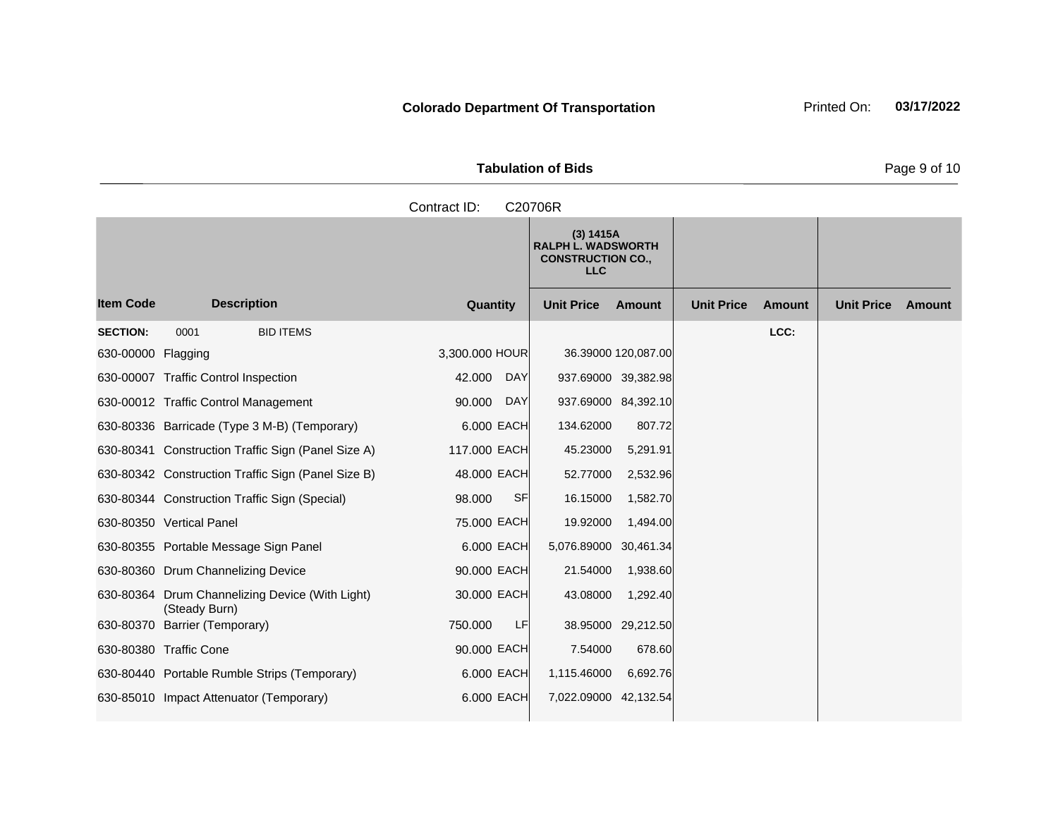**Colorado Department Of Transportation**

**Tabulation of Bids**

Contract ID: C20706R

| Item Code | Description | Quantity | | (3) 1415A RALPH L. WADSWORTH CONSTRUCTION CO., LLC | | | | | |
|---|---|---|---|---|---|---|---|---|---|
| | | | | Unit Price | Amount | Unit Price | Amount | Unit Price | Amount |
| **SECTION:** | 0001 BID ITEMS | | | | | | LCC: | | |
| 630-00000 | Flagging | 3,300.000 | HOUR | 36.39000 | 120,087.00 | | | | |
| 630-00007 | Traffic Control Inspection | 42.000 | DAY | 937.69000 | 39,382.98 | | | | |
| 630-00012 | Traffic Control Management | 90.000 | DAY | 937.69000 | 84,392.10 | | | | |
| 630-80336 | Barricade (Type 3 M-B) (Temporary) | 6.000 | EACH | 134.62000 | 807.72 | | | | |
| 630-80341 | Construction Traffic Sign (Panel Size A) | 117.000 | EACH | 45.23000 | 5,291.91 | | | | |
| 630-80342 | Construction Traffic Sign (Panel Size B) | 48.000 | EACH | 52.77000 | 2,532.96 | | | | |
| 630-80344 | Construction Traffic Sign (Special) | 98.000 | SF | 16.15000 | 1,582.70 | | | | |
| 630-80350 | Vertical Panel | 75.000 | EACH | 19.92000 | 1,494.00 | | | | |
| 630-80355 | Portable Message Sign Panel | 6.000 | EACH | 5,076.89000 | 30,461.34 | | | | |
| 630-80360 | Drum Channelizing Device | 90.000 | EACH | 21.54000 | 1,938.60 | | | | |
| 630-80364 | Drum Channelizing Device (With Light) (Steady Burn) | 30.000 | EACH | 43.08000 | 1,292.40 | | | | |
| 630-80370 | Barrier (Temporary) | 750.000 | LF | 38.95000 | 29,212.50 | | | | |
| 630-80380 | Traffic Cone | 90.000 | EACH | 7.54000 | 678.60 | | | | |
| 630-80440 | Portable Rumble Strips (Temporary) | 6.000 | EACH | 1,115.46000 | 6,692.76 | | | | |
| 630-85010 | Impact Attenuator (Temporary) | 6.000 | EACH | 7,022.09000 | 42,132.54 | | | | |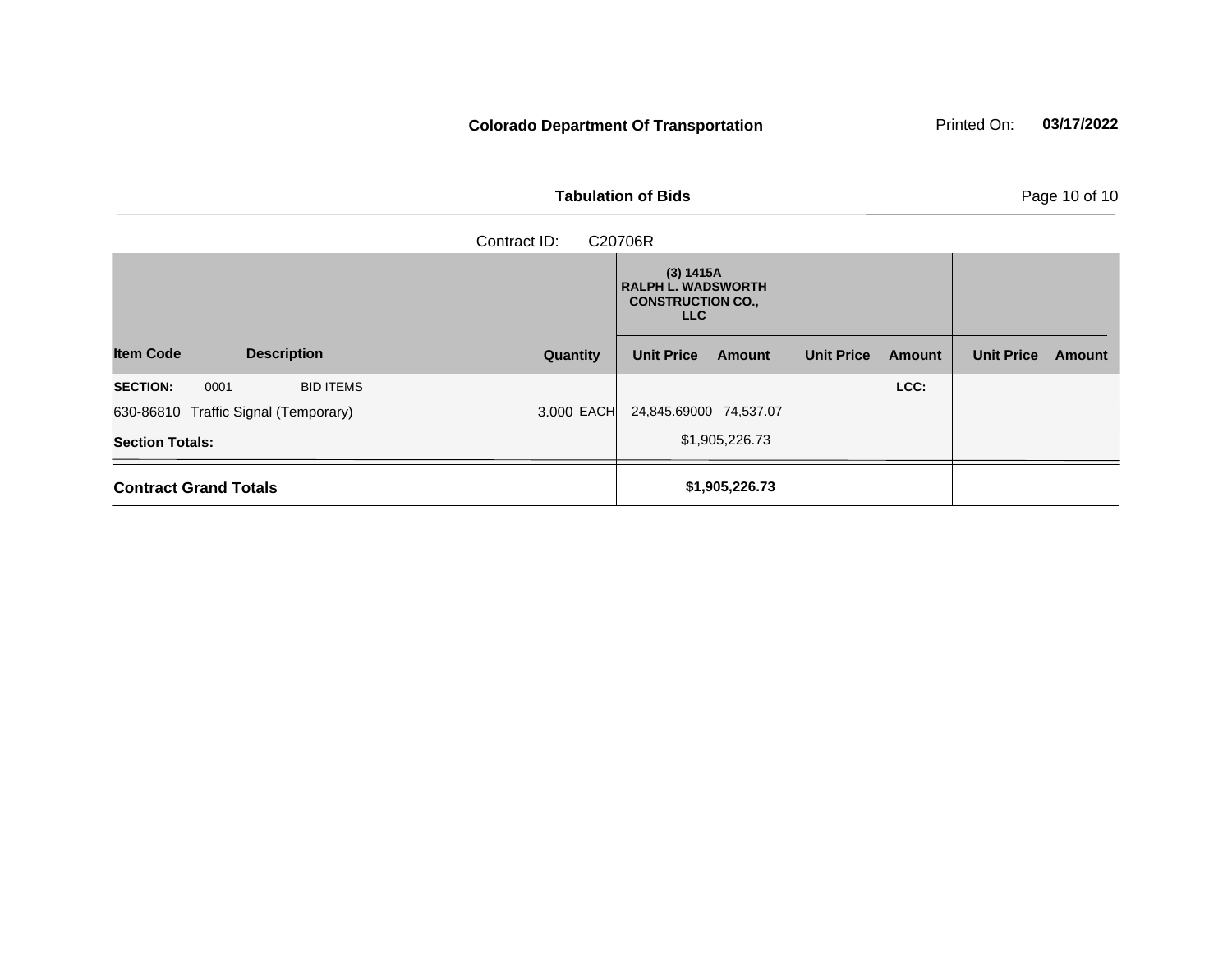**Colorado Department Of Transportation** Printed On: **03/17/2022**

**Tabulation of Bids**

Contract ID: C20706R

| Item Code | Description | Quantity | (3) 1415A RALPH L. WADSWORTH CONSTRUCTION CO., LLC Unit Price | Amount | Unit Price | Amount | Unit Price | Amount |
|---|---|---|---|---|---|---|---|---|
| **SECTION:** 0001 | BID ITEMS | | | | | **LCC:** | | |
| 630-86810 | Traffic Signal (Temporary) | 3.000 EACH | 24,845.69000 | 74,537.07 | | | | |
| **Section Totals:** | | | | $1,905,226.73 | | | | |
| **Contract Grand Totals** | | | | **$1,905,226.73** | | | | |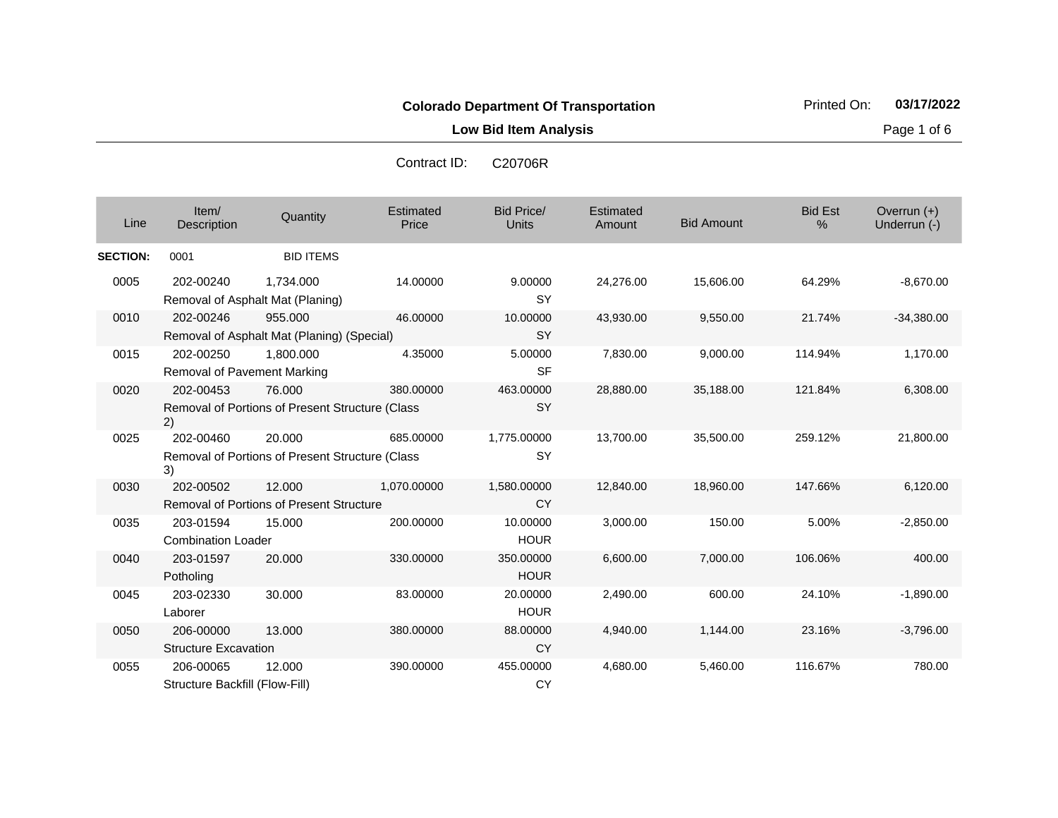**Colorado Department Of Transportation**

**Low Bid Item Analysis**

Printed On: **03/17/2022**

Contract ID: C20706R

| Line | Item/ Description | Quantity | Estimated Price | Bid Price/ Units | Estimated Amount | Bid Amount | Bid Est % | Overrun (+) Underrun (-) |
|---|---|---|---|---|---|---|---|---|
| **SECTION:** | 0001 | BID ITEMS | | | | | | |
| 0005 | 202-00240 Removal of Asphalt Mat (Planing) | 1,734.000 | 14.00000 | 9.00000 SY | 24,276.00 | 15,606.00 | 64.29% | -8,670.00 |
| 0010 | 202-00246 Removal of Asphalt Mat (Planing) (Special) | 955.000 | 46.00000 | 10.00000 SY | 43,930.00 | 9,550.00 | 21.74% | -34,380.00 |
| 0015 | 202-00250 Removal of Pavement Marking | 1,800.000 | 4.35000 | 5.00000 SF | 7,830.00 | 9,000.00 | 114.94% | 1,170.00 |
| 0020 | 202-00453 Removal of Portions of Present Structure (Class 2) | 76.000 | 380.00000 | 463.00000 SY | 28,880.00 | 35,188.00 | 121.84% | 6,308.00 |
| 0025 | 202-00460 Removal of Portions of Present Structure (Class 3) | 20.000 | 685.00000 | 1,775.00000 SY | 13,700.00 | 35,500.00 | 259.12% | 21,800.00 |
| 0030 | 202-00502 Removal of Portions of Present Structure | 12.000 | 1,070.00000 | 1,580.00000 CY | 12,840.00 | 18,960.00 | 147.66% | 6,120.00 |
| 0035 | 203-01594 Combination Loader | 15.000 | 200.00000 | 10.00000 HOUR | 3,000.00 | 150.00 | 5.00% | -2,850.00 |
| 0040 | 203-01597 Potholing | 20.000 | 330.00000 | 350.00000 HOUR | 6,600.00 | 7,000.00 | 106.06% | 400.00 |
| 0045 | 203-02330 Laborer | 30.000 | 83.00000 | 20.00000 HOUR | 2,490.00 | 600.00 | 24.10% | -1,890.00 |
| 0050 | 206-00000 Structure Excavation | 13.000 | 380.00000 | 88.00000 CY | 4,940.00 | 1,144.00 | 23.16% | -3,796.00 |
| 0055 | 206-00065 Structure Backfill (Flow-Fill) | 12.000 | 390.00000 | 455.00000 CY | 4,680.00 | 5,460.00 | 116.67% | 780.00 |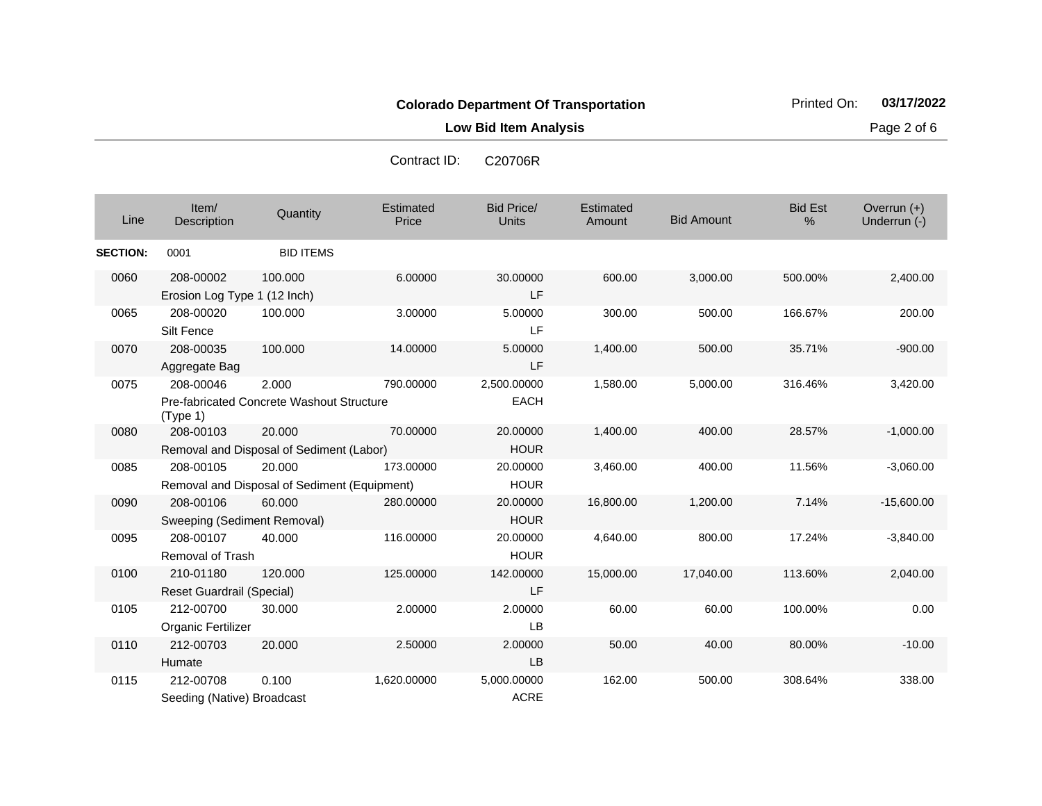**Colorado Department Of Transportation**

**Low Bid Item Analysis**

Printed On: **03/17/2022**

Contract ID: C20706R

| Line | Item/ Description | Quantity | Estimated Price | Bid Price/ Units | Estimated Amount | Bid Amount | Bid Est % | Overrun (+) Underrun (-) |
|---|---|---|---|---|---|---|---|---|
| **SECTION:** | 0001 | BID ITEMS | | | | | | |
| 0060 | 208-00002 Erosion Log Type 1 (12 Inch) | 100.000 | 6.00000 | 30.00000 LF | 600.00 | 3,000.00 | 500.00% | 2,400.00 |
| 0065 | 208-00020 Silt Fence | 100.000 | 3.00000 | 5.00000 LF | 300.00 | 500.00 | 166.67% | 200.00 |
| 0070 | 208-00035 Aggregate Bag | 100.000 | 14.00000 | 5.00000 LF | 1,400.00 | 500.00 | 35.71% | -900.00 |
| 0075 | 208-00046 Pre-fabricated Concrete Washout Structure (Type 1) | 2.000 | 790.00000 | 2,500.00000 EACH | 1,580.00 | 5,000.00 | 316.46% | 3,420.00 |
| 0080 | 208-00103 Removal and Disposal of Sediment (Labor) | 20.000 | 70.00000 | 20.00000 HOUR | 1,400.00 | 400.00 | 28.57% | -1,000.00 |
| 0085 | 208-00105 Removal and Disposal of Sediment (Equipment) | 20.000 | 173.00000 | 20.00000 HOUR | 3,460.00 | 400.00 | 11.56% | -3,060.00 |
| 0090 | 208-00106 Sweeping (Sediment Removal) | 60.000 | 280.00000 | 20.00000 HOUR | 16,800.00 | 1,200.00 | 7.14% | -15,600.00 |
| 0095 | 208-00107 Removal of Trash | 40.000 | 116.00000 | 20.00000 HOUR | 4,640.00 | 800.00 | 17.24% | -3,840.00 |
| 0100 | 210-01180 Reset Guardrail (Special) | 120.000 | 125.00000 | 142.00000 LF | 15,000.00 | 17,040.00 | 113.60% | 2,040.00 |
| 0105 | 212-00700 Organic Fertilizer | 30.000 | 2.00000 | 2.00000 LB | 60.00 | 60.00 | 100.00% | 0.00 |
| 0110 | 212-00703 Humate | 20.000 | 2.50000 | 2.00000 LB | 50.00 | 40.00 | 80.00% | -10.00 |
| 0115 | 212-00708 Seeding (Native) Broadcast | 0.100 | 1,620.00000 | 5,000.00000 ACRE | 162.00 | 500.00 | 308.64% | 338.00 |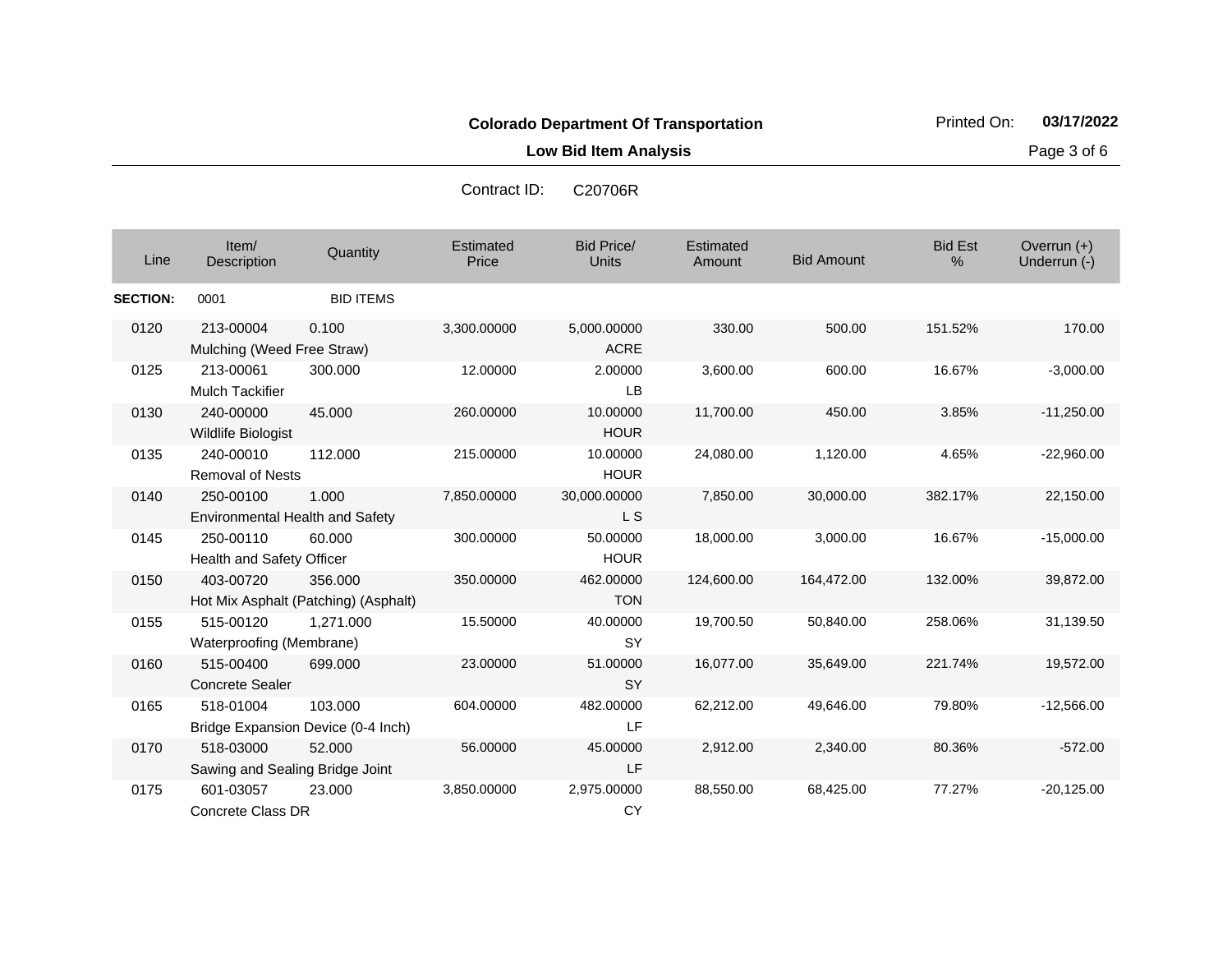**Colorado Department Of Transportation**

**Low Bid Item Analysis**

Printed On: **03/17/2022**

Contract ID: C20706R

| Line | Item/ Description | Quantity | Estimated Price | Bid Price/ Units | Estimated Amount | Bid Amount | Bid Est % | Overrun (+) Underrun (-) |
|---|---|---|---|---|---|---|---|---|
| **SECTION:** | 0001 | BID ITEMS | | | | | | |
| 0120 | 213-00004 Mulching (Weed Free Straw) | 0.100 | 3,300.00000 | 5,000.00000 ACRE | 330.00 | 500.00 | 151.52% | 170.00 |
| 0125 | 213-00061 Mulch Tackifier | 300.000 | 12.00000 | 2.00000 LB | 3,600.00 | 600.00 | 16.67% | -3,000.00 |
| 0130 | 240-00000 Wildlife Biologist | 45.000 | 260.00000 | 10.00000 HOUR | 11,700.00 | 450.00 | 3.85% | -11,250.00 |
| 0135 | 240-00010 Removal of Nests | 112.000 | 215.00000 | 10.00000 HOUR | 24,080.00 | 1,120.00 | 4.65% | -22,960.00 |
| 0140 | 250-00100 Environmental Health and Safety | 1.000 | 7,850.00000 | 30,000.00000 L S | 7,850.00 | 30,000.00 | 382.17% | 22,150.00 |
| 0145 | 250-00110 Health and Safety Officer | 60.000 | 300.00000 | 50.00000 HOUR | 18,000.00 | 3,000.00 | 16.67% | -15,000.00 |
| 0150 | 403-00720 Hot Mix Asphalt (Patching) (Asphalt) | 356.000 | 350.00000 | 462.00000 TON | 124,600.00 | 164,472.00 | 132.00% | 39,872.00 |
| 0155 | 515-00120 Waterproofing (Membrane) | 1,271.000 | 15.50000 | 40.00000 SY | 19,700.50 | 50,840.00 | 258.06% | 31,139.50 |
| 0160 | 515-00400 Concrete Sealer | 699.000 | 23.00000 | 51.00000 SY | 16,077.00 | 35,649.00 | 221.74% | 19,572.00 |
| 0165 | 518-01004 Bridge Expansion Device (0-4 Inch) | 103.000 | 604.00000 | 482.00000 LF | 62,212.00 | 49,646.00 | 79.80% | -12,566.00 |
| 0170 | 518-03000 Sawing and Sealing Bridge Joint | 52.000 | 56.00000 | 45.00000 LF | 2,912.00 | 2,340.00 | 80.36% | -572.00 |
| 0175 | 601-03057 Concrete Class DR | 23.000 | 3,850.00000 | 2,975.00000 CY | 88,550.00 | 68,425.00 | 77.27% | -20,125.00 |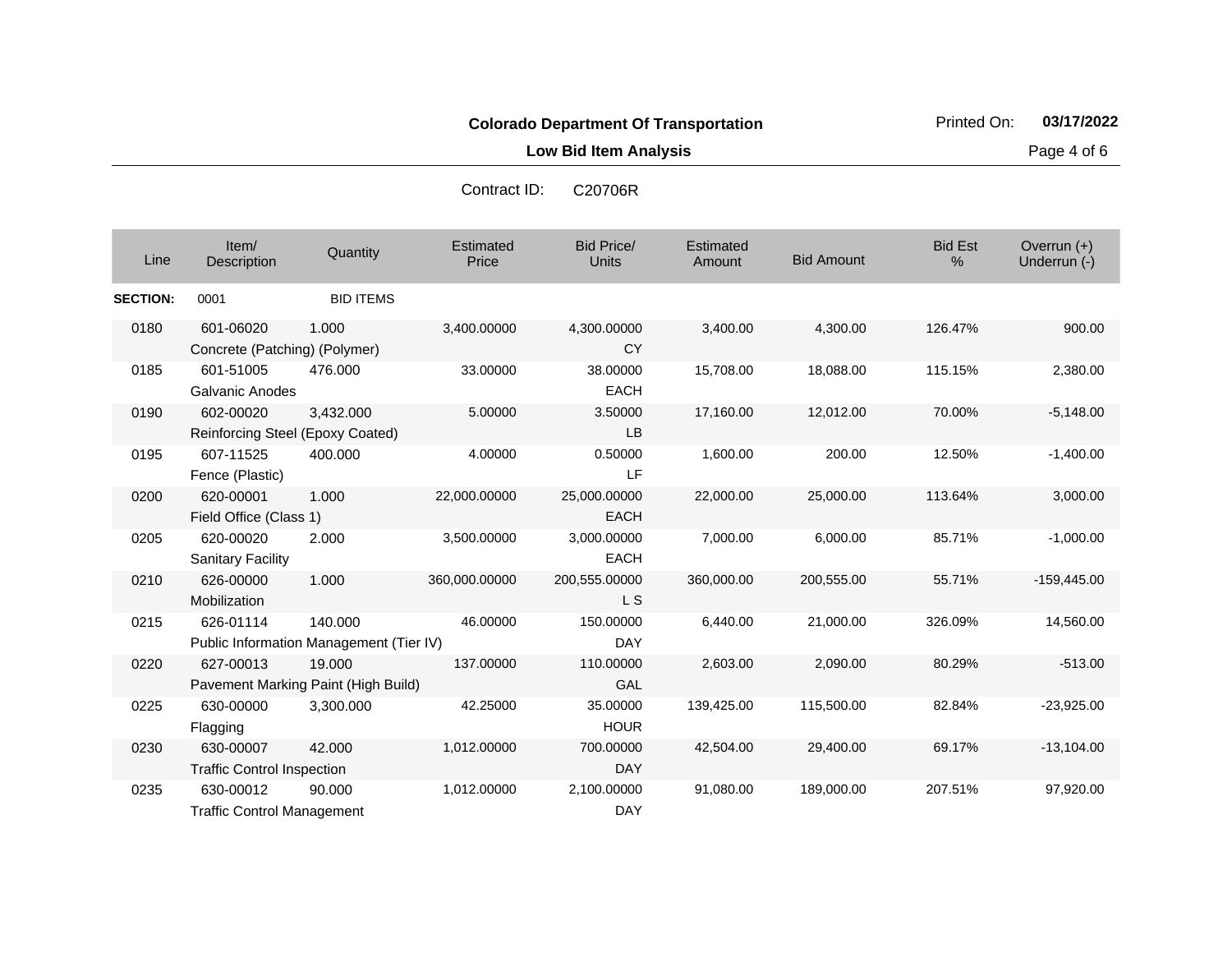**Colorado Department Of Transportation**

**Low Bid Item Analysis**

Printed On: **03/17/2022**

Contract ID: C20706R

| Line | Item/ Description | Quantity | Estimated Price | Bid Price/ Units | Estimated Amount | Bid Amount | Bid Est % | Overrun (+) Underrun (-) |
|---|---|---|---|---|---|---|---|---|
| **SECTION:** | 0001 | BID ITEMS | | | | | | |
| 0180 | 601-06020 Concrete (Patching) (Polymer) | 1.000 | 3,400.00000 | 4,300.00000 CY | 3,400.00 | 4,300.00 | 126.47% | 900.00 |
| 0185 | 601-51005 Galvanic Anodes | 476.000 | 33.00000 | 38.00000 EACH | 15,708.00 | 18,088.00 | 115.15% | 2,380.00 |
| 0190 | 602-00020 Reinforcing Steel (Epoxy Coated) | 3,432.000 | 5.00000 | 3.50000 LB | 17,160.00 | 12,012.00 | 70.00% | -5,148.00 |
| 0195 | 607-11525 Fence (Plastic) | 400.000 | 4.00000 | 0.50000 LF | 1,600.00 | 200.00 | 12.50% | -1,400.00 |
| 0200 | 620-00001 Field Office (Class 1) | 1.000 | 22,000.00000 | 25,000.00000 EACH | 22,000.00 | 25,000.00 | 113.64% | 3,000.00 |
| 0205 | 620-00020 Sanitary Facility | 2.000 | 3,500.00000 | 3,000.00000 EACH | 7,000.00 | 6,000.00 | 85.71% | -1,000.00 |
| 0210 | 626-00000 Mobilization | 1.000 | 360,000.00000 | 200,555.00000 L S | 360,000.00 | 200,555.00 | 55.71% | -159,445.00 |
| 0215 | 626-01114 Public Information Management (Tier IV) | 140.000 | 46.00000 | 150.00000 DAY | 6,440.00 | 21,000.00 | 326.09% | 14,560.00 |
| 0220 | 627-00013 Pavement Marking Paint (High Build) | 19.000 | 137.00000 | 110.00000 GAL | 2,603.00 | 2,090.00 | 80.29% | -513.00 |
| 0225 | 630-00000 Flagging | 3,300.000 | 42.25000 | 35.00000 HOUR | 139,425.00 | 115,500.00 | 82.84% | -23,925.00 |
| 0230 | 630-00007 Traffic Control Inspection | 42.000 | 1,012.00000 | 700.00000 DAY | 42,504.00 | 29,400.00 | 69.17% | -13,104.00 |
| 0235 | 630-00012 Traffic Control Management | 90.000 | 1,012.00000 | 2,100.00000 DAY | 91,080.00 | 189,000.00 | 207.51% | 97,920.00 |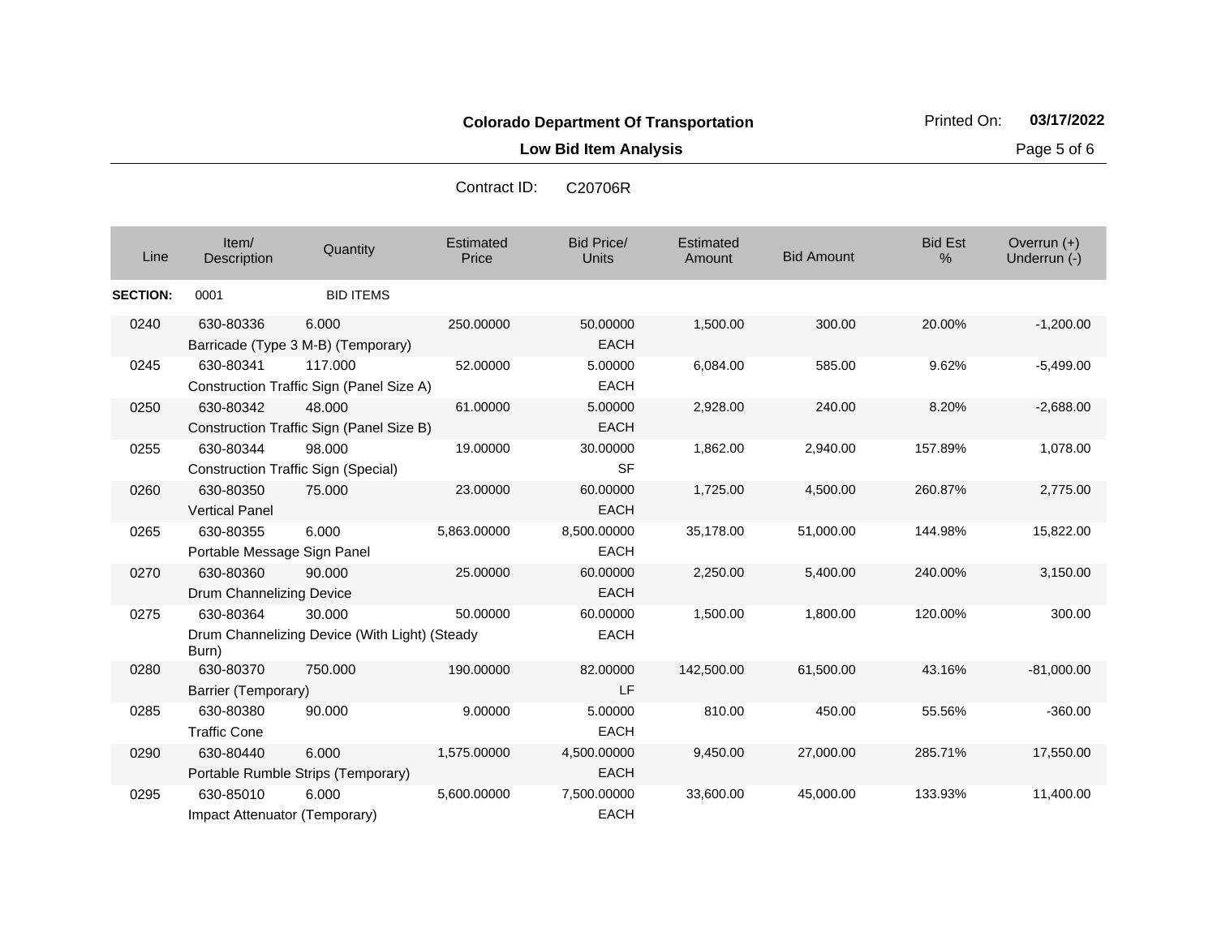**Colorado Department Of Transportation**

**Low Bid Item Analysis**

Printed On: **03/17/2022**

Contract ID: C20706R

| Line | Item/ Description | Quantity | Estimated Price | Bid Price/ Units | Estimated Amount | Bid Amount | Bid Est % | Overrun (+) Underrun (-) |
|---|---|---|---|---|---|---|---|---|
| **SECTION:** | 0001 | BID ITEMS | | | | | | |
| 0240 | 630-80336 Barricade (Type 3 M-B) (Temporary) | 6.000 | 250.00000 | 50.00000 EACH | 1,500.00 | 300.00 | 20.00% | -1,200.00 |
| 0245 | 630-80341 Construction Traffic Sign (Panel Size A) | 117.000 | 52.00000 | 5.00000 EACH | 6,084.00 | 585.00 | 9.62% | -5,499.00 |
| 0250 | 630-80342 Construction Traffic Sign (Panel Size B) | 48.000 | 61.00000 | 5.00000 EACH | 2,928.00 | 240.00 | 8.20% | -2,688.00 |
| 0255 | 630-80344 Construction Traffic Sign (Special) | 98.000 | 19.00000 | 30.00000 SF | 1,862.00 | 2,940.00 | 157.89% | 1,078.00 |
| 0260 | 630-80350 Vertical Panel | 75.000 | 23.00000 | 60.00000 EACH | 1,725.00 | 4,500.00 | 260.87% | 2,775.00 |
| 0265 | 630-80355 Portable Message Sign Panel | 6.000 | 5,863.00000 | 8,500.00000 EACH | 35,178.00 | 51,000.00 | 144.98% | 15,822.00 |
| 0270 | 630-80360 Drum Channelizing Device | 90.000 | 25.00000 | 60.00000 EACH | 2,250.00 | 5,400.00 | 240.00% | 3,150.00 |
| 0275 | 630-80364 Drum Channelizing Device (With Light) (Steady Burn) | 30.000 | 50.00000 | 60.00000 EACH | 1,500.00 | 1,800.00 | 120.00% | 300.00 |
| 0280 | 630-80370 Barrier (Temporary) | 750.000 | 190.00000 | 82.00000 LF | 142,500.00 | 61,500.00 | 43.16% | -81,000.00 |
| 0285 | 630-80380 Traffic Cone | 90.000 | 9.00000 | 5.00000 EACH | 810.00 | 450.00 | 55.56% | -360.00 |
| 0290 | 630-80440 Portable Rumble Strips (Temporary) | 6.000 | 1,575.00000 | 4,500.00000 EACH | 9,450.00 | 27,000.00 | 285.71% | 17,550.00 |
| 0295 | 630-85010 Impact Attenuator (Temporary) | 6.000 | 5,600.00000 | 7,500.00000 EACH | 33,600.00 | 45,000.00 | 133.93% | 11,400.00 |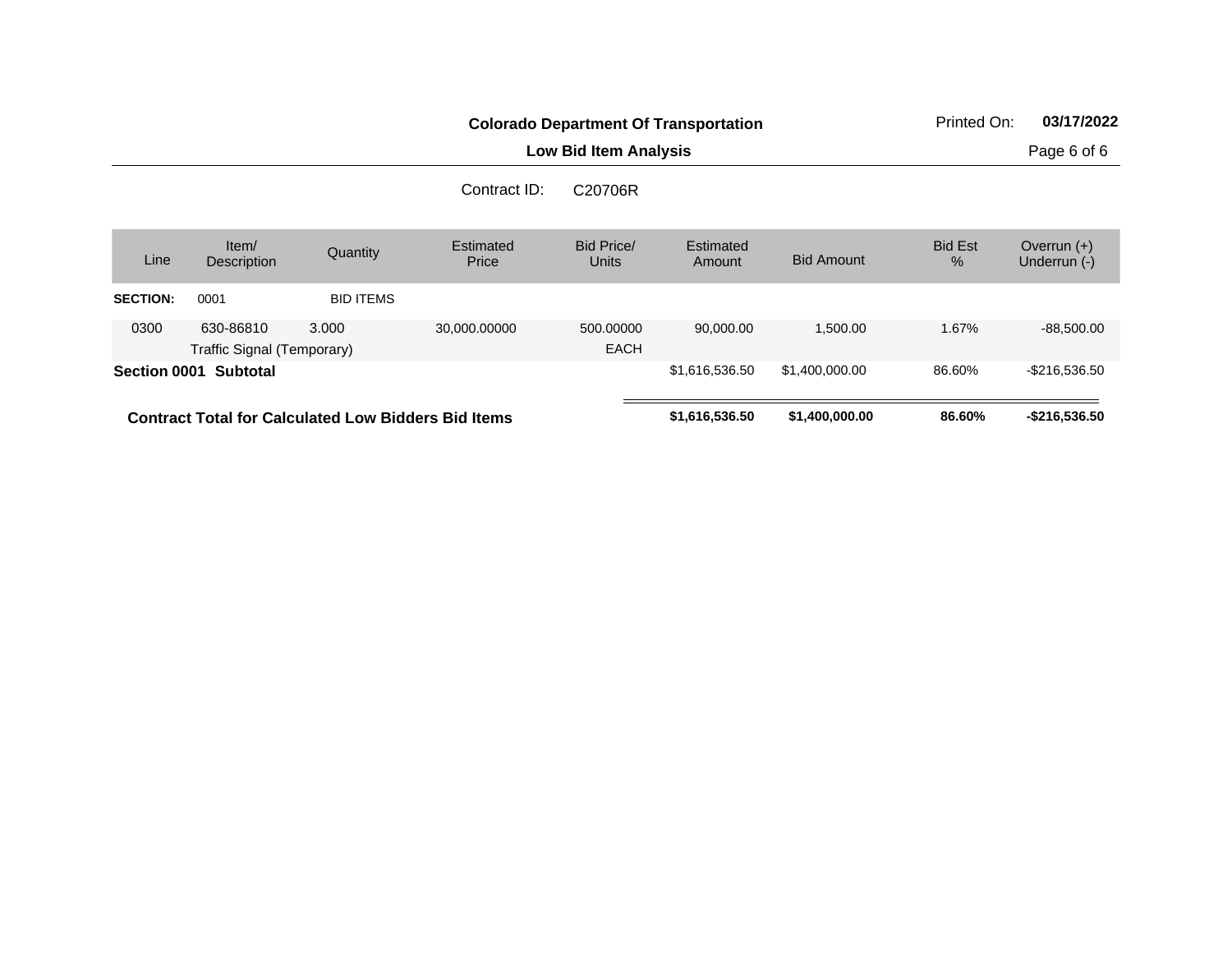**Colorado Department Of Transportation**

**Low Bid Item Analysis**

Printed On: **03/17/2022**

Contract ID: C20706R

| Line | Item/ Description | Quantity | Estimated Price | Bid Price/ Units | Estimated Amount | Bid Amount | Bid Est % | Overrun (+) Underrun (-) |
|---|---|---|---|---|---|---|---|---|
| **SECTION:** | 0001 | BID ITEMS | | | | | | |
| 0300 | 630-86810 Traffic Signal (Temporary) | 3.000 | 30,000.00000 | 500.00000 EACH | 90,000.00 | 1,500.00 | 1.67% | -88,500.00 |
| **Section 0001 Subtotal** | | | | | $1,616,536.50 | $1,400,000.00 | 86.60% | -$216,536.50 |
| **Contract Total for Calculated Low Bidders Bid Items** | | | | | **$1,616,536.50** | **$1,400,000.00** | **86.60%** | **-$216,536.50** |